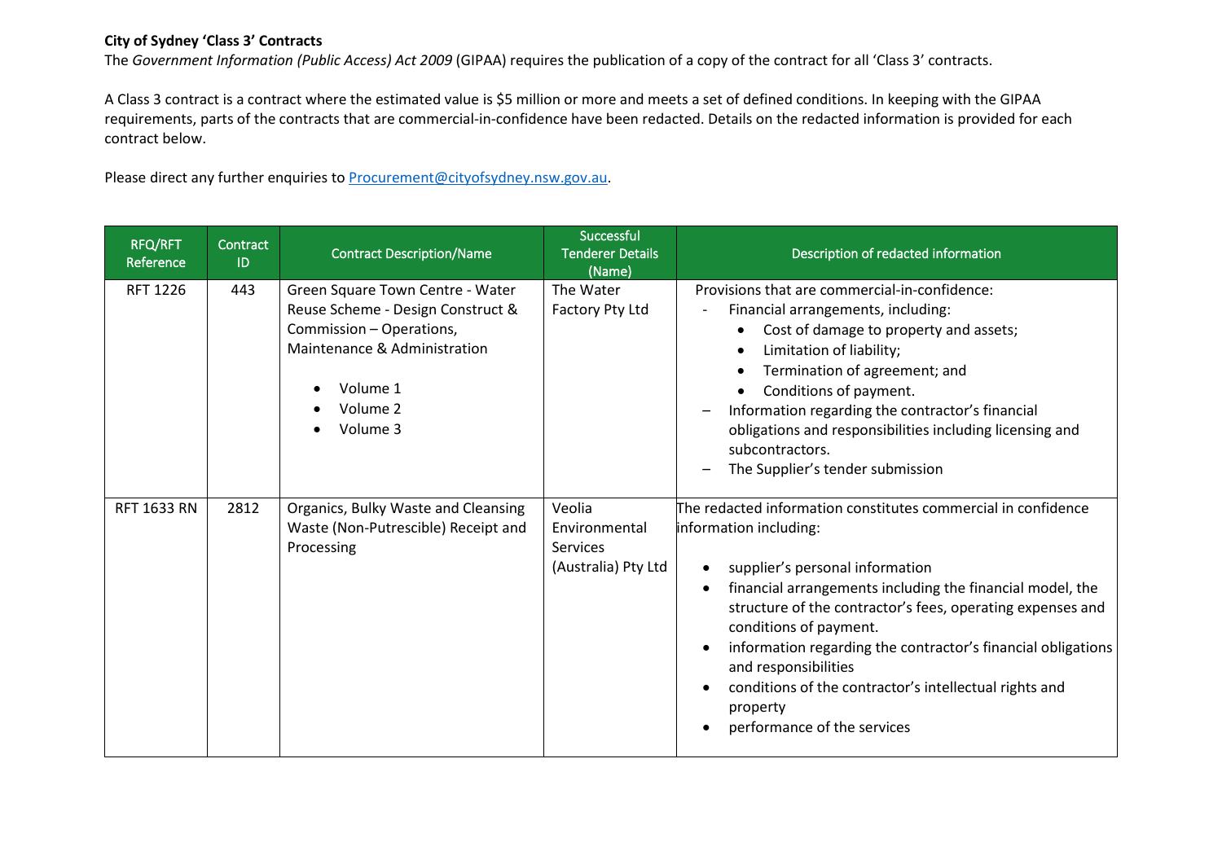**City of Sydney 'Class 3' Contracts**

The *Government Information (Public Access) Act 2009* (GIPAA) requires the publication of a copy of the contract for all 'Class 3' contracts.

A Class 3 contract is a contract where the estimated value is $5 million or more and meets a set of defined conditions. In keeping with the GIPAA requirements, parts of the contracts that are commercial-in-confidence have been redacted. Details on the redacted information is provided for each contract below.

Please direct any further enquiries to [Procurement@cityofsydney.nsw.gov.au](mailto:Procurement@cityofsydney.nsw.gov.au).

| RFQ/RFT Reference | Contract ID | Contract Description/Name | Successful Tenderer Details (Name) | Description of redacted information |
|---|---|---|---|---|
| RFT 1226 | 443 | Green Square Town Centre - Water Reuse Scheme - Design Construct & Commission – Operations, Maintenance & Administration<br>• Volume 1<br>• Volume 2<br>• Volume 3 | The Water Factory Pty Ltd | Provisions that are commercial-in-confidence:<br>- Financial arrangements, including:<br>• Cost of damage to property and assets;<br>• Limitation of liability;<br>• Termination of agreement; and<br>• Conditions of payment.<br>– Information regarding the contractor's financial obligations and responsibilities including licensing and subcontractors.<br>– The Supplier's tender submission |
| RFT 1633 RN | 2812 | Organics, Bulky Waste and Cleansing Waste (Non-Putrescible) Receipt and Processing | Veolia Environmental Services (Australia) Pty Ltd | The redacted information constitutes commercial in confidence information including:<br>• supplier's personal information<br>• financial arrangements including the financial model, the structure of the contractor's fees, operating expenses and conditions of payment.<br>• information regarding the contractor's financial obligations and responsibilities<br>• conditions of the contractor's intellectual rights and property<br>• performance of the services |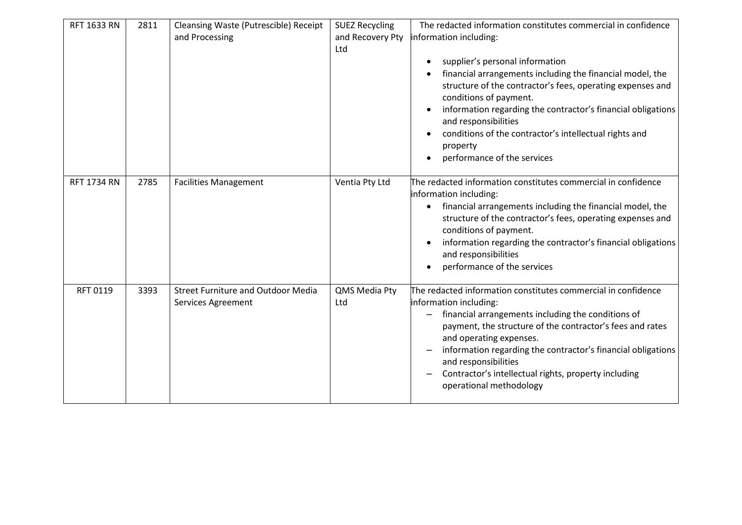| | | | | |
|---|---|---|---|---|
| RFT 1633 RN | 2811 | Cleansing Waste (Putrescible) Receipt and Processing | SUEZ Recycling and Recovery Pty Ltd | The redacted information constitutes commercial in confidence information including:<br>• supplier's personal information<br>• financial arrangements including the financial model, the structure of the contractor's fees, operating expenses and conditions of payment.<br>• information regarding the contractor's financial obligations and responsibilities<br>• conditions of the contractor's intellectual rights and property<br>• performance of the services |
| RFT 1734 RN | 2785 | Facilities Management | Ventia Pty Ltd | The redacted information constitutes commercial in confidence information including:<br>• financial arrangements including the financial model, the structure of the contractor's fees, operating expenses and conditions of payment.<br>• information regarding the contractor's financial obligations and responsibilities<br>• performance of the services |
| RFT 0119 | 3393 | Street Furniture and Outdoor Media Services Agreement | QMS Media Pty Ltd | The redacted information constitutes commercial in confidence information including:<br>– financial arrangements including the conditions of payment, the structure of the contractor's fees and rates and operating expenses.<br>– information regarding the contractor's financial obligations and responsibilities<br>– Contractor's intellectual rights, property including operational methodology |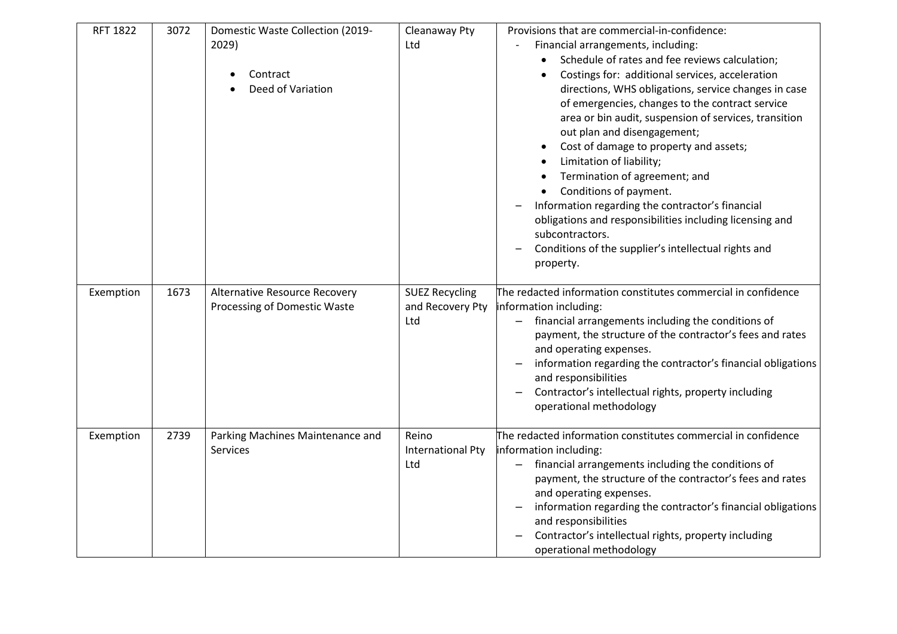| | | | | |
|---|---|---|---|---|
| RFT 1822 | 3072 | Domestic Waste Collection (2019-2029)<br>• Contract<br>• Deed of Variation | Cleanaway Pty Ltd | Provisions that are commercial-in-confidence:<br>- Financial arrangements, including:<br>• Schedule of rates and fee reviews calculation;<br>• Costings for: additional services, acceleration directions, WHS obligations, service changes in case of emergencies, changes to the contract service area or bin audit, suspension of services, transition out plan and disengagement;<br>• Cost of damage to property and assets;<br>• Limitation of liability;<br>• Termination of agreement; and<br>• Conditions of payment.<br>– Information regarding the contractor's financial obligations and responsibilities including licensing and subcontractors.<br>– Conditions of the supplier's intellectual rights and property. |
| Exemption | 1673 | Alternative Resource Recovery Processing of Domestic Waste | SUEZ Recycling and Recovery Pty Ltd | The redacted information constitutes commercial in confidence information including:<br>– financial arrangements including the conditions of payment, the structure of the contractor's fees and rates and operating expenses.<br>– information regarding the contractor's financial obligations and responsibilities<br>– Contractor's intellectual rights, property including operational methodology |
| Exemption | 2739 | Parking Machines Maintenance and Services | Reino International Pty Ltd | The redacted information constitutes commercial in confidence information including:<br>– financial arrangements including the conditions of payment, the structure of the contractor's fees and rates and operating expenses.<br>– information regarding the contractor's financial obligations and responsibilities<br>– Contractor's intellectual rights, property including operational methodology |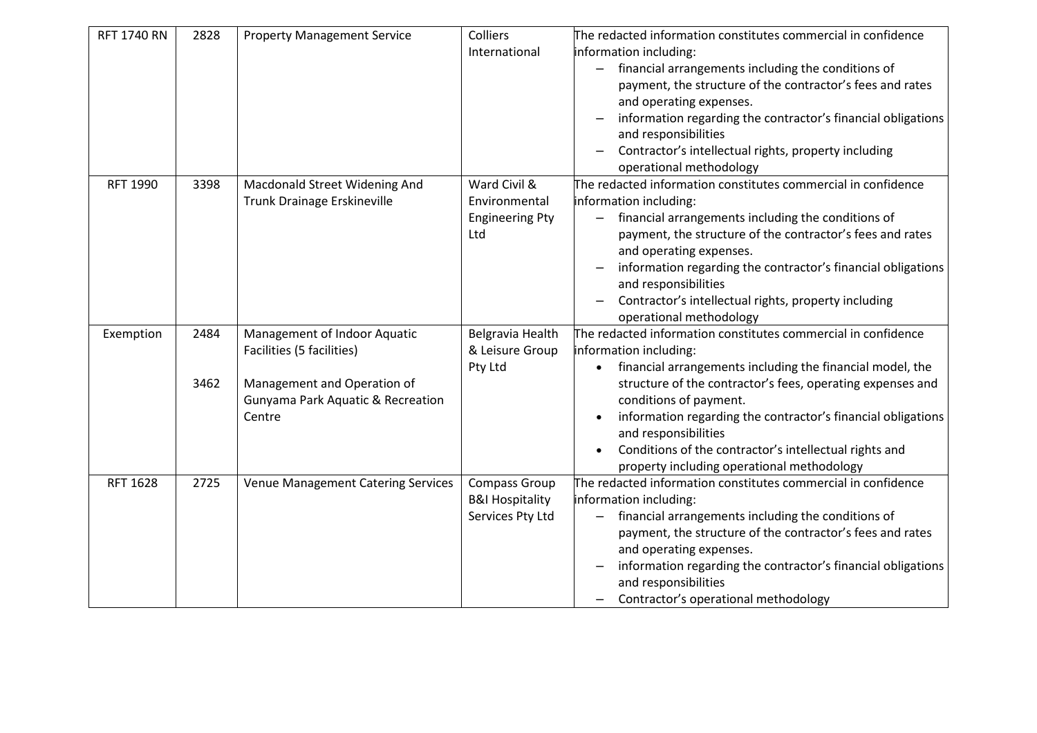| | | | | |
|---|---|---|---|---|
| RFT 1740 RN | 2828 | Property Management Service | Colliers International | The redacted information constitutes commercial in confidence information including:<br>– financial arrangements including the conditions of payment, the structure of the contractor's fees and rates and operating expenses.<br>– information regarding the contractor's financial obligations and responsibilities<br>– Contractor's intellectual rights, property including operational methodology |
| RFT 1990 | 3398 | Macdonald Street Widening And Trunk Drainage Erskineville | Ward Civil & Environmental Engineering Pty Ltd | The redacted information constitutes commercial in confidence information including:<br>– financial arrangements including the conditions of payment, the structure of the contractor's fees and rates and operating expenses.<br>– information regarding the contractor's financial obligations and responsibilities<br>– Contractor's intellectual rights, property including operational methodology |
| Exemption | 2484<br><br>3462 | Management of Indoor Aquatic Facilities (5 facilities)<br><br>Management and Operation of Gunyama Park Aquatic & Recreation Centre | Belgravia Health & Leisure Group Pty Ltd | The redacted information constitutes commercial in confidence information including:<br>• financial arrangements including the financial model, the structure of the contractor's fees, operating expenses and conditions of payment.<br>• information regarding the contractor's financial obligations and responsibilities<br>• Conditions of the contractor's intellectual rights and property including operational methodology |
| RFT 1628 | 2725 | Venue Management Catering Services | Compass Group B&I Hospitality Services Pty Ltd | The redacted information constitutes commercial in confidence information including:<br>– financial arrangements including the conditions of payment, the structure of the contractor's fees and rates and operating expenses.<br>– information regarding the contractor's financial obligations and responsibilities<br>– Contractor's operational methodology |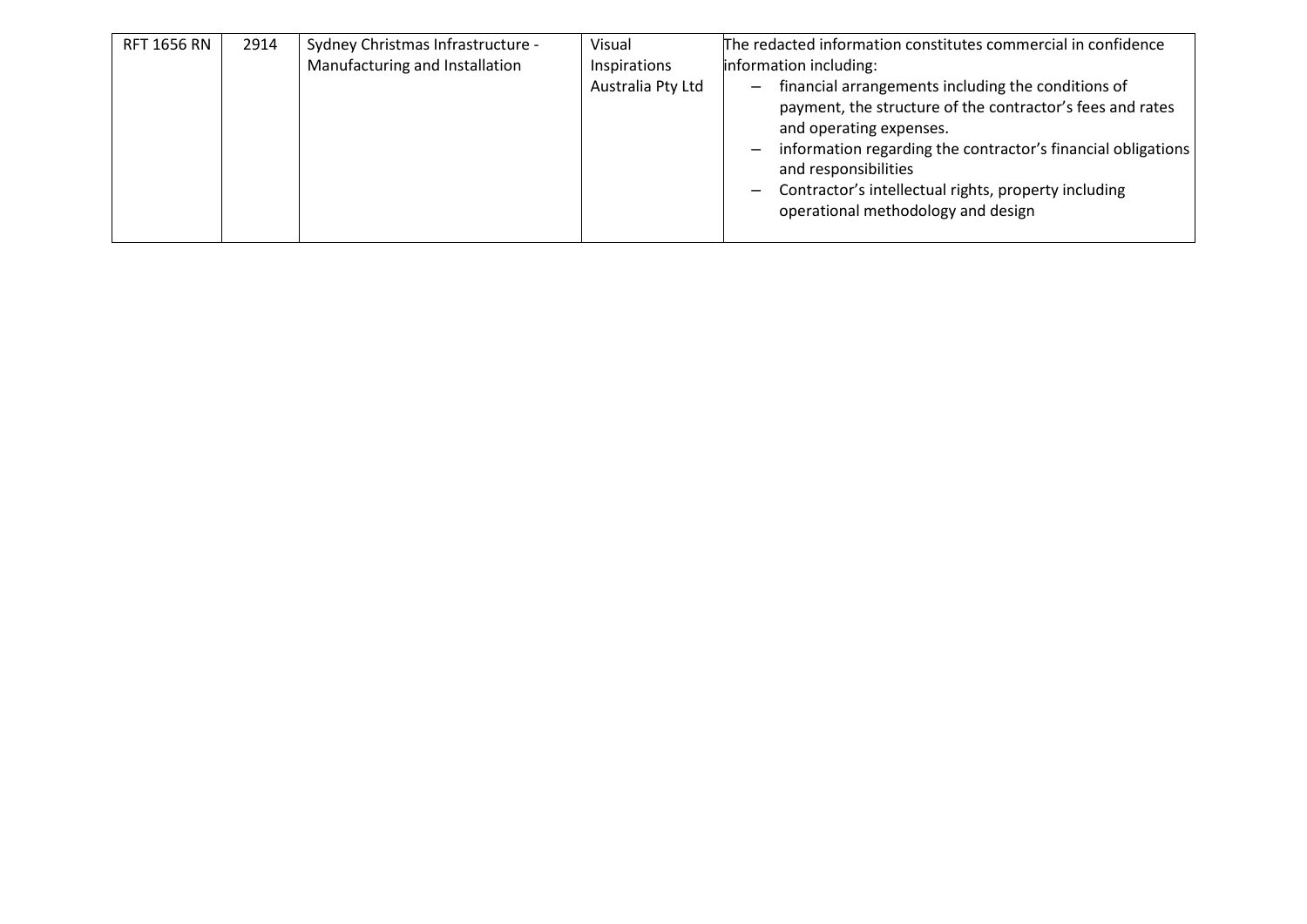| | | | | |
|---|---|---|---|---|
| RFT 1656 RN | 2914 | Sydney Christmas Infrastructure - Manufacturing and Installation | Visual Inspirations Australia Pty Ltd | The redacted information constitutes commercial in confidence information including:<br>– financial arrangements including the conditions of payment, the structure of the contractor's fees and rates and operating expenses.<br>– information regarding the contractor's financial obligations and responsibilities<br>– Contractor's intellectual rights, property including operational methodology and design |